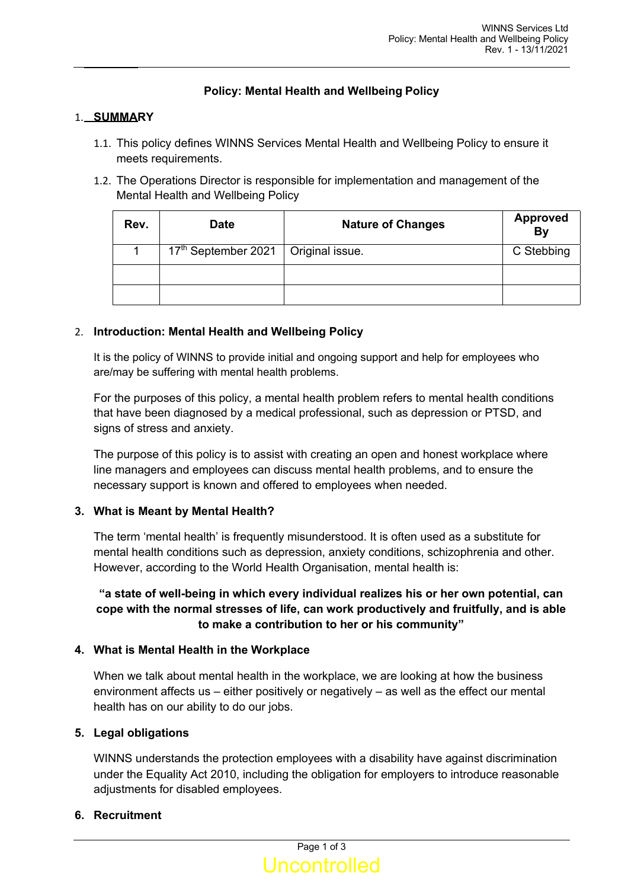# Policy: Mental Health and Wellbeing Policy

## 1. SUMMARY

1.1. This policy defines WINNS Services Mental Health and Wellbeing Policy to ensure it meets requirements.

1.2. The Operations Director is responsible for implementation and management of the Mental Health and Wellbeing Policy

| Rev. | Date | Nature of Changes | Approved By |
|---|---|---|---|
| 1 | 17th September 2021 | Original issue. | C Stebbing |
| | | | |
| | | | |

## 2. Introduction: Mental Health and Wellbeing Policy

It is the policy of WINNS to provide initial and ongoing support and help for employees who are/may be suffering with mental health problems.

For the purposes of this policy, a mental health problem refers to mental health conditions that have been diagnosed by a medical professional, such as depression or PTSD, and signs of stress and anxiety.

The purpose of this policy is to assist with creating an open and honest workplace where line managers and employees can discuss mental health problems, and to ensure the necessary support is known and offered to employees when needed.

## 3. What is Meant by Mental Health?

The term 'mental health' is frequently misunderstood. It is often used as a substitute for mental health conditions such as depression, anxiety conditions, schizophrenia and other. However, according to the World Health Organisation, mental health is:

**"a state of well-being in which every individual realizes his or her own potential, can cope with the normal stresses of life, can work productively and fruitfully, and is able to make a contribution to her or his community"**

## 4. What is Mental Health in the Workplace

When we talk about mental health in the workplace, we are looking at how the business environment affects us – either positively or negatively – as well as the effect our mental health has on our ability to do our jobs.

## 5. Legal obligations

WINNS understands the protection employees with a disability have against discrimination under the Equality Act 2010, including the obligation for employers to introduce reasonable adjustments for disabled employees.

## 6. Recruitment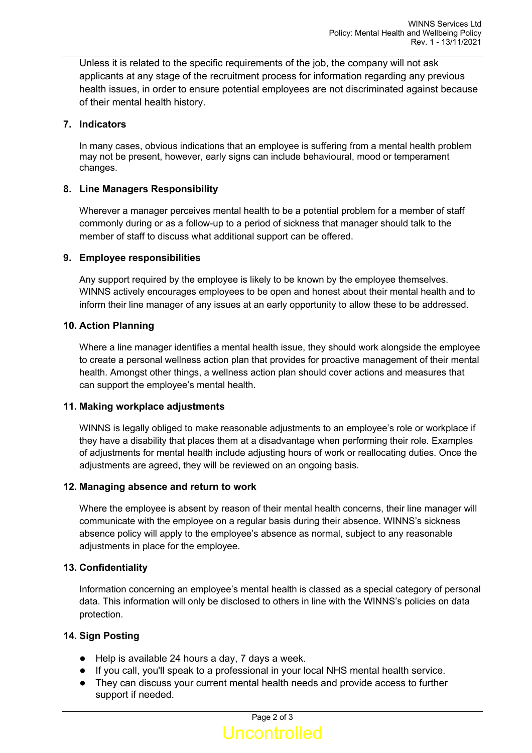Unless it is related to the specific requirements of the job, the company will not ask applicants at any stage of the recruitment process for information regarding any previous health issues, in order to ensure potential employees are not discriminated against because of their mental health history.

## 7. Indicators

In many cases, obvious indications that an employee is suffering from a mental health problem may not be present, however, early signs can include behavioural, mood or temperament changes.

## 8. Line Managers Responsibility

Wherever a manager perceives mental health to be a potential problem for a member of staff commonly during or as a follow-up to a period of sickness that manager should talk to the member of staff to discuss what additional support can be offered.

## 9. Employee responsibilities

Any support required by the employee is likely to be known by the employee themselves. WINNS actively encourages employees to be open and honest about their mental health and to inform their line manager of any issues at an early opportunity to allow these to be addressed.

## 10. Action Planning

Where a line manager identifies a mental health issue, they should work alongside the employee to create a personal wellness action plan that provides for proactive management of their mental health. Amongst other things, a wellness action plan should cover actions and measures that can support the employee's mental health.

## 11. Making workplace adjustments

WINNS is legally obliged to make reasonable adjustments to an employee's role or workplace if they have a disability that places them at a disadvantage when performing their role. Examples of adjustments for mental health include adjusting hours of work or reallocating duties. Once the adjustments are agreed, they will be reviewed on an ongoing basis.

## 12. Managing absence and return to work

Where the employee is absent by reason of their mental health concerns, their line manager will communicate with the employee on a regular basis during their absence. WINNS's sickness absence policy will apply to the employee's absence as normal, subject to any reasonable adjustments in place for the employee.

## 13. Confidentiality

Information concerning an employee's mental health is classed as a special category of personal data. This information will only be disclosed to others in line with the WINNS's policies on data protection.

## 14. Sign Posting

- Help is available 24 hours a day, 7 days a week.
- If you call, you'll speak to a professional in your local NHS mental health service.
- They can discuss your current mental health needs and provide access to further support if needed.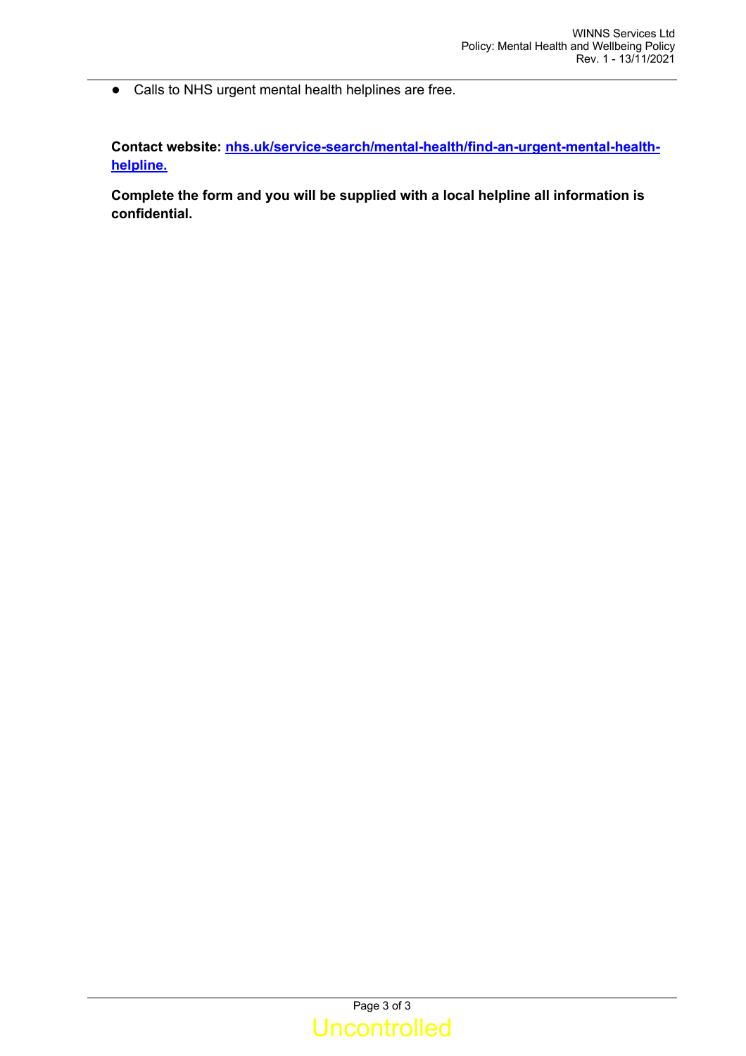- Calls to NHS urgent mental health helplines are free.

**Contact website: [nhs.uk/service-search/mental-health/find-an-urgent-mental-health-helpline.](https://nhs.uk/service-search/mental-health/find-an-urgent-mental-health-helpline)**

**Complete the form and you will be supplied with a local helpline all information is confidential.**